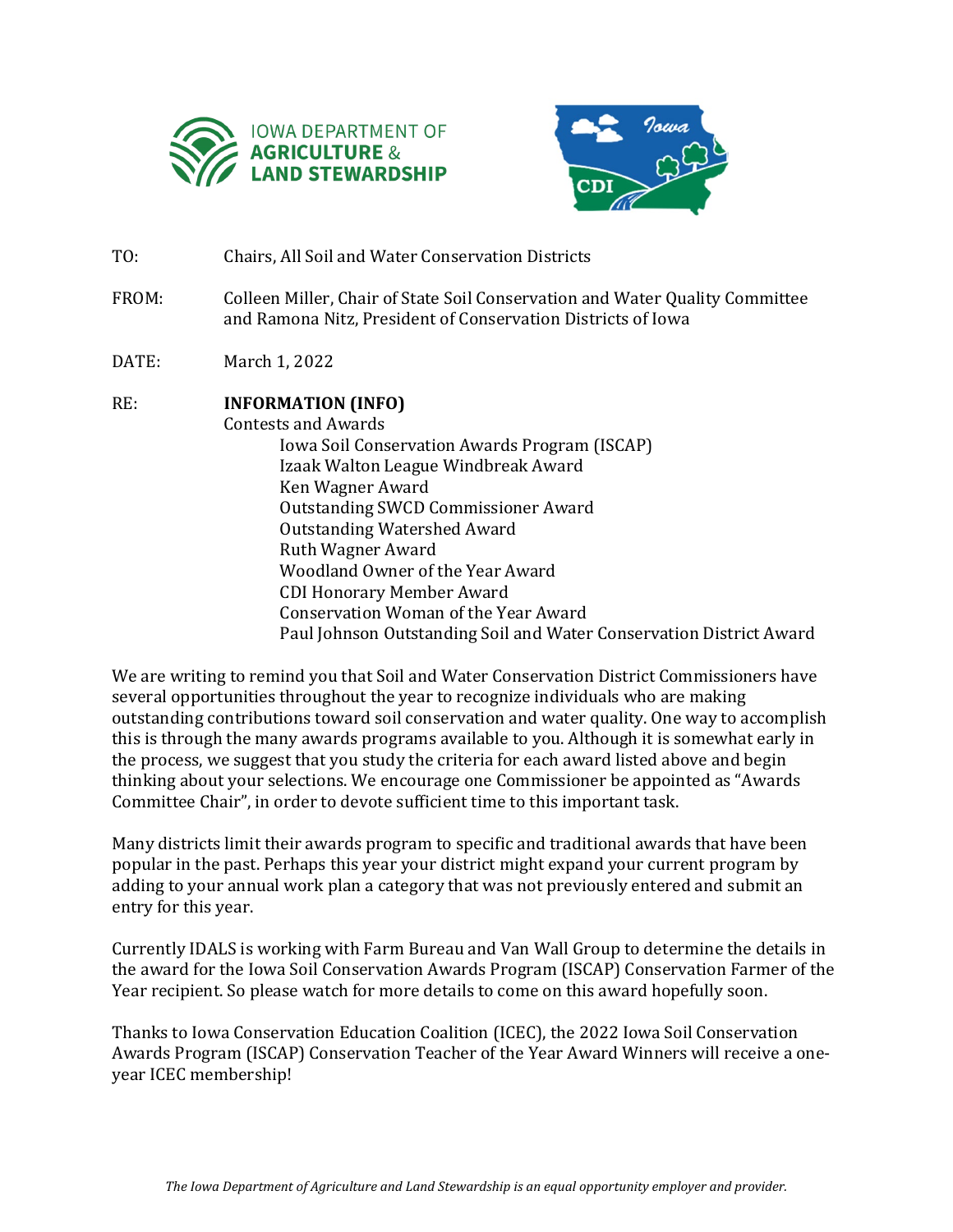IOWA DEPARTMENT OF **AGRICULTURE & LAND STEWARDSHIP**

Iowa CDI

TO: Chairs, All Soil and Water Conservation Districts

FROM: Colleen Miller, Chair of State Soil Conservation and Water Quality Committee and Ramona Nitz, President of Conservation Districts of Iowa

DATE: March 1, 2022

RE: **INFORMATION (INFO)**
Contests and Awards

- Iowa Soil Conservation Awards Program (ISCAP)
- Izaak Walton League Windbreak Award
- Ken Wagner Award
- Outstanding SWCD Commissioner Award
- Outstanding Watershed Award
- Ruth Wagner Award
- Woodland Owner of the Year Award
- CDI Honorary Member Award
- Conservation Woman of the Year Award
- Paul Johnson Outstanding Soil and Water Conservation District Award

We are writing to remind you that Soil and Water Conservation District Commissioners have several opportunities throughout the year to recognize individuals who are making outstanding contributions toward soil conservation and water quality. One way to accomplish this is through the many awards programs available to you. Although it is somewhat early in the process, we suggest that you study the criteria for each award listed above and begin thinking about your selections. We encourage one Commissioner be appointed as "Awards Committee Chair", in order to devote sufficient time to this important task.

Many districts limit their awards program to specific and traditional awards that have been popular in the past. Perhaps this year your district might expand your current program by adding to your annual work plan a category that was not previously entered and submit an entry for this year.

Currently IDALS is working with Farm Bureau and Van Wall Group to determine the details in the award for the Iowa Soil Conservation Awards Program (ISCAP) Conservation Farmer of the Year recipient. So please watch for more details to come on this award hopefully soon.

Thanks to Iowa Conservation Education Coalition (ICEC), the 2022 Iowa Soil Conservation Awards Program (ISCAP) Conservation Teacher of the Year Award Winners will receive a one-year ICEC membership!

*The Iowa Department of Agriculture and Land Stewardship is an equal opportunity employer and provider.*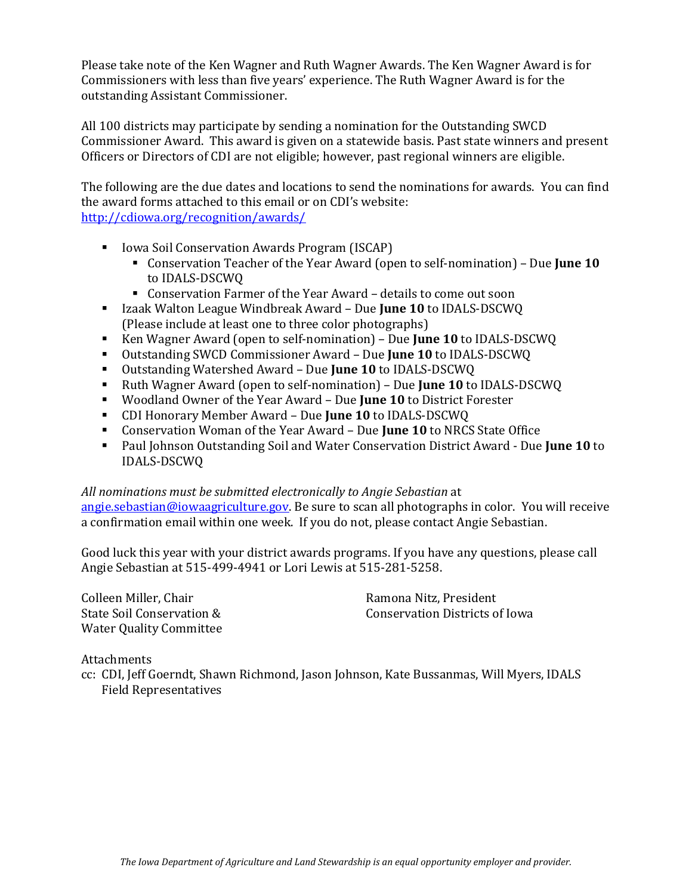Please take note of the Ken Wagner and Ruth Wagner Awards. The Ken Wagner Award is for Commissioners with less than five years' experience. The Ruth Wagner Award is for the outstanding Assistant Commissioner.

All 100 districts may participate by sending a nomination for the Outstanding SWCD Commissioner Award. This award is given on a statewide basis. Past state winners and present Officers or Directors of CDI are not eligible; however, past regional winners are eligible.

The following are the due dates and locations to send the nominations for awards. You can find the award forms attached to this email or on CDI's website: [http://cdiowa.org/recognition/awards/](http://cdiowa.org/recognition/awards/)

- Iowa Soil Conservation Awards Program (ISCAP)
  - Conservation Teacher of the Year Award (open to self-nomination) – Due **June 10** to IDALS-DSCWQ
  - Conservation Farmer of the Year Award – details to come out soon
- Izaak Walton League Windbreak Award – Due **June 10** to IDALS-DSCWQ (Please include at least one to three color photographs)
- Ken Wagner Award (open to self-nomination) – Due **June 10** to IDALS-DSCWQ
- Outstanding SWCD Commissioner Award – Due **June 10** to IDALS-DSCWQ
- Outstanding Watershed Award – Due **June 10** to IDALS-DSCWQ
- Ruth Wagner Award (open to self-nomination) – Due **June 10** to IDALS-DSCWQ
- Woodland Owner of the Year Award – Due **June 10** to District Forester
- CDI Honorary Member Award – Due **June 10** to IDALS-DSCWQ
- Conservation Woman of the Year Award – Due **June 10** to NRCS State Office
- Paul Johnson Outstanding Soil and Water Conservation District Award - Due **June 10** to IDALS-DSCWQ

*All nominations must be submitted electronically to Angie Sebastian* at [angie.sebastian@iowaagriculture.gov](mailto:angie.sebastian@iowaagriculture.gov). Be sure to scan all photographs in color. You will receive a confirmation email within one week. If you do not, please contact Angie Sebastian.

Good luck this year with your district awards programs. If you have any questions, please call Angie Sebastian at 515-499-4941 or Lori Lewis at 515-281-5258.

Colleen Miller, Chair
State Soil Conservation &
Water Quality Committee

Ramona Nitz, President
Conservation Districts of Iowa

Attachments
cc: CDI, Jeff Goerndt, Shawn Richmond, Jason Johnson, Kate Bussanmas, Will Myers, IDALS Field Representatives

*The Iowa Department of Agriculture and Land Stewardship is an equal opportunity employer and provider.*